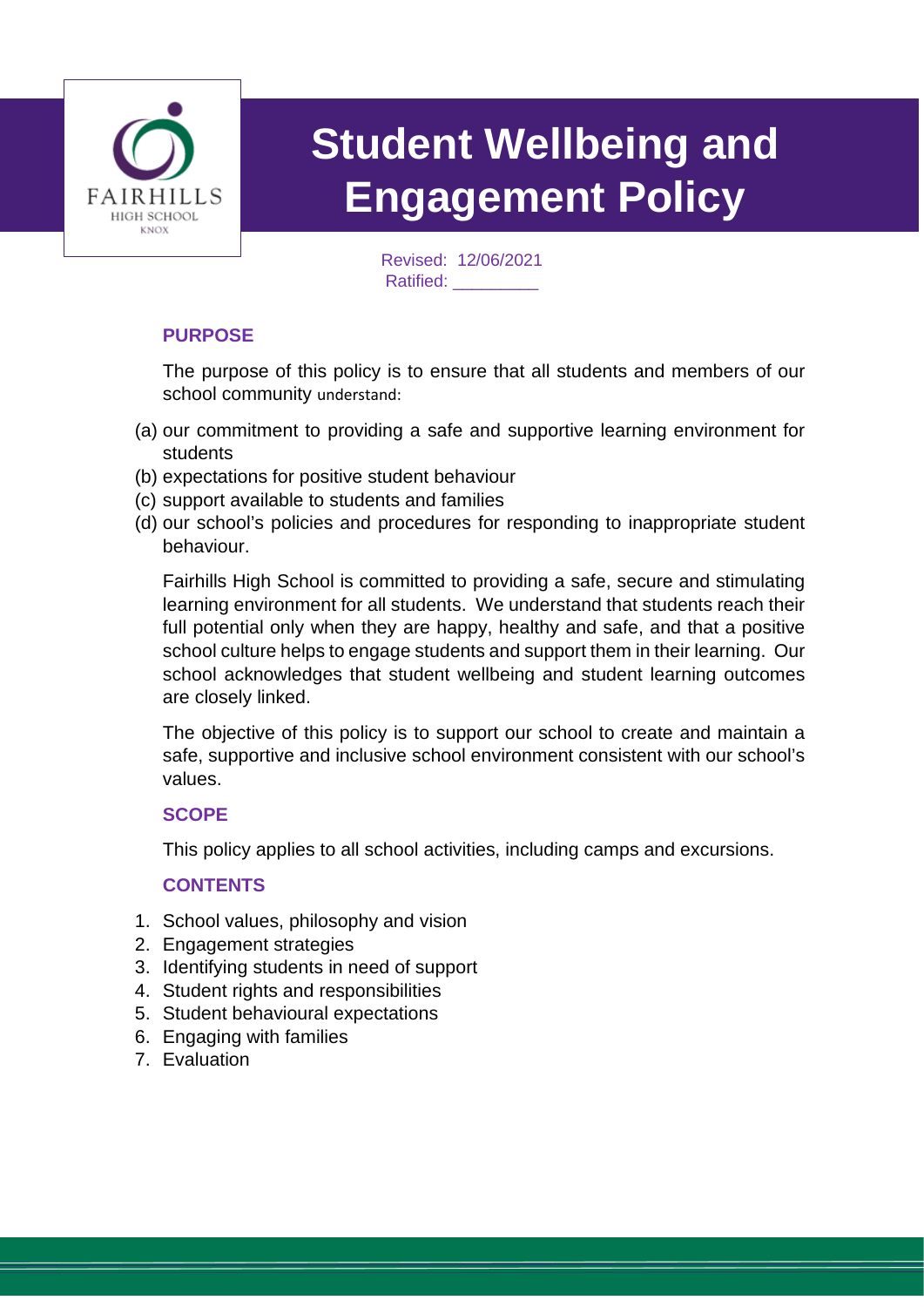FAIRHILLS
HIGH SCHOOL
KNOX

# Student Wellbeing and Engagement Policy

Revised: 12/06/2021
Ratified: _________

## PURPOSE

The purpose of this policy is to ensure that all students and members of our school community understand:

(a) our commitment to providing a safe and supportive learning environment for students
(b) expectations for positive student behaviour
(c) support available to students and families
(d) our school's policies and procedures for responding to inappropriate student behaviour.

Fairhills High School is committed to providing a safe, secure and stimulating learning environment for all students. We understand that students reach their full potential only when they are happy, healthy and safe, and that a positive school culture helps to engage students and support them in their learning. Our school acknowledges that student wellbeing and student learning outcomes are closely linked.

The objective of this policy is to support our school to create and maintain a safe, supportive and inclusive school environment consistent with our school's values.

## SCOPE

This policy applies to all school activities, including camps and excursions.

## CONTENTS

1. School values, philosophy and vision
2. Engagement strategies
3. Identifying students in need of support
4. Student rights and responsibilities
5. Student behavioural expectations
6. Engaging with families
7. Evaluation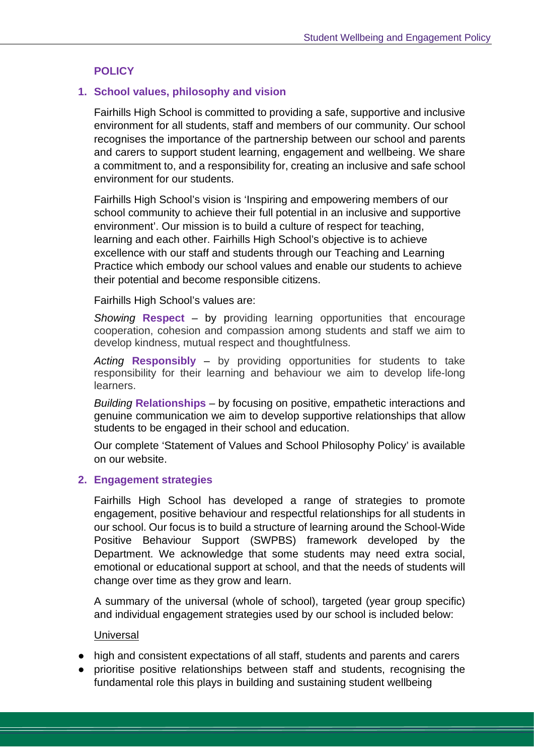## POLICY

### 1. School values, philosophy and vision

Fairhills High School is committed to providing a safe, supportive and inclusive environment for all students, staff and members of our community. Our school recognises the importance of the partnership between our school and parents and carers to support student learning, engagement and wellbeing. We share a commitment to, and a responsibility for, creating an inclusive and safe school environment for our students.

Fairhills High School's vision is 'Inspiring and empowering members of our school community to achieve their full potential in an inclusive and supportive environment'. Our mission is to build a culture of respect for teaching, learning and each other. Fairhills High School's objective is to achieve excellence with our staff and students through our Teaching and Learning Practice which embody our school values and enable our students to achieve their potential and become responsible citizens.

Fairhills High School's values are:

*Showing* **Respect** – by providing learning opportunities that encourage cooperation, cohesion and compassion among students and staff we aim to develop kindness, mutual respect and thoughtfulness.

*Acting* **Responsibly** – by providing opportunities for students to take responsibility for their learning and behaviour we aim to develop life-long learners.

*Building* **Relationships** – by focusing on positive, empathetic interactions and genuine communication we aim to develop supportive relationships that allow students to be engaged in their school and education.

Our complete 'Statement of Values and School Philosophy Policy' is available on our website.

### 2. Engagement strategies

Fairhills High School has developed a range of strategies to promote engagement, positive behaviour and respectful relationships for all students in our school. Our focus is to build a structure of learning around the School-Wide Positive Behaviour Support (SWPBS) framework developed by the Department. We acknowledge that some students may need extra social, emotional or educational support at school, and that the needs of students will change over time as they grow and learn.

A summary of the universal (whole of school), targeted (year group specific) and individual engagement strategies used by our school is included below:

Universal

- high and consistent expectations of all staff, students and parents and carers
- prioritise positive relationships between staff and students, recognising the fundamental role this plays in building and sustaining student wellbeing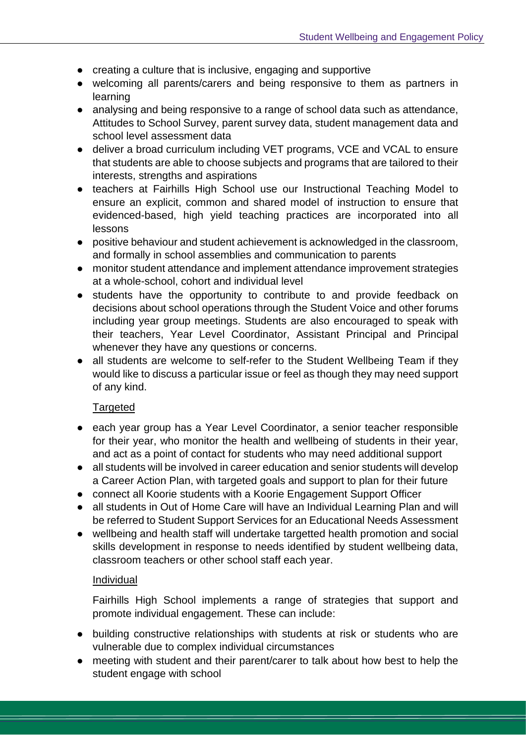- creating a culture that is inclusive, engaging and supportive
- welcoming all parents/carers and being responsive to them as partners in learning
- analysing and being responsive to a range of school data such as attendance, Attitudes to School Survey, parent survey data, student management data and school level assessment data
- deliver a broad curriculum including VET programs, VCE and VCAL to ensure that students are able to choose subjects and programs that are tailored to their interests, strengths and aspirations
- teachers at Fairhills High School use our Instructional Teaching Model to ensure an explicit, common and shared model of instruction to ensure that evidenced-based, high yield teaching practices are incorporated into all lessons
- positive behaviour and student achievement is acknowledged in the classroom, and formally in school assemblies and communication to parents
- monitor student attendance and implement attendance improvement strategies at a whole-school, cohort and individual level
- students have the opportunity to contribute to and provide feedback on decisions about school operations through the Student Voice and other forums including year group meetings. Students are also encouraged to speak with their teachers, Year Level Coordinator, Assistant Principal and Principal whenever they have any questions or concerns.
- all students are welcome to self-refer to the Student Wellbeing Team if they would like to discuss a particular issue or feel as though they may need support of any kind.

<u>Targeted</u>

- each year group has a Year Level Coordinator, a senior teacher responsible for their year, who monitor the health and wellbeing of students in their year, and act as a point of contact for students who may need additional support
- all students will be involved in career education and senior students will develop a Career Action Plan, with targeted goals and support to plan for their future
- connect all Koorie students with a Koorie Engagement Support Officer
- all students in Out of Home Care will have an Individual Learning Plan and will be referred to Student Support Services for an Educational Needs Assessment
- wellbeing and health staff will undertake targetted health promotion and social skills development in response to needs identified by student wellbeing data, classroom teachers or other school staff each year.

<u>Individual</u>

Fairhills High School implements a range of strategies that support and promote individual engagement. These can include:

- building constructive relationships with students at risk or students who are vulnerable due to complex individual circumstances
- meeting with student and their parent/carer to talk about how best to help the student engage with school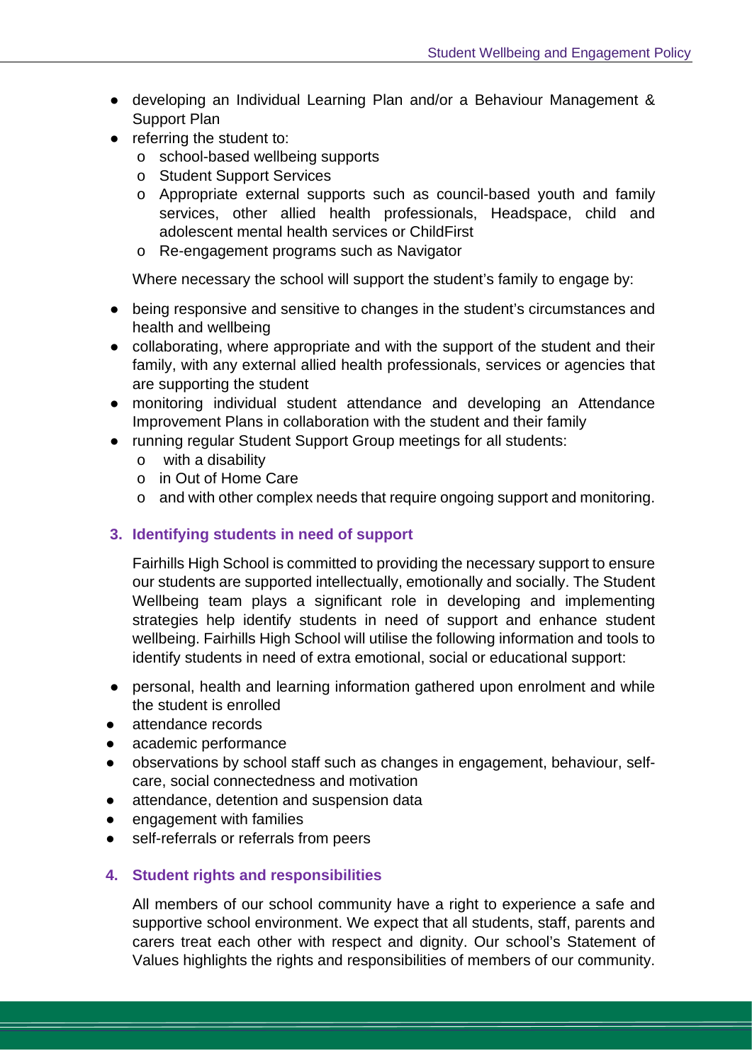- developing an Individual Learning Plan and/or a Behaviour Management & Support Plan
- referring the student to:
  - school-based wellbeing supports
  - Student Support Services
  - Appropriate external supports such as council-based youth and family services, other allied health professionals, Headspace, child and adolescent mental health services or ChildFirst
  - Re-engagement programs such as Navigator

Where necessary the school will support the student's family to engage by:

- being responsive and sensitive to changes in the student's circumstances and health and wellbeing
- collaborating, where appropriate and with the support of the student and their family, with any external allied health professionals, services or agencies that are supporting the student
- monitoring individual student attendance and developing an Attendance Improvement Plans in collaboration with the student and their family
- running regular Student Support Group meetings for all students:
  - with a disability
  - in Out of Home Care
  - and with other complex needs that require ongoing support and monitoring.

## 3. Identifying students in need of support

Fairhills High School is committed to providing the necessary support to ensure our students are supported intellectually, emotionally and socially. The Student Wellbeing team plays a significant role in developing and implementing strategies help identify students in need of support and enhance student wellbeing. Fairhills High School will utilise the following information and tools to identify students in need of extra emotional, social or educational support:

- personal, health and learning information gathered upon enrolment and while the student is enrolled
- attendance records
- academic performance
- observations by school staff such as changes in engagement, behaviour, self-care, social connectedness and motivation
- attendance, detention and suspension data
- engagement with families
- self-referrals or referrals from peers

## 4. Student rights and responsibilities

All members of our school community have a right to experience a safe and supportive school environment. We expect that all students, staff, parents and carers treat each other with respect and dignity. Our school's Statement of Values highlights the rights and responsibilities of members of our community.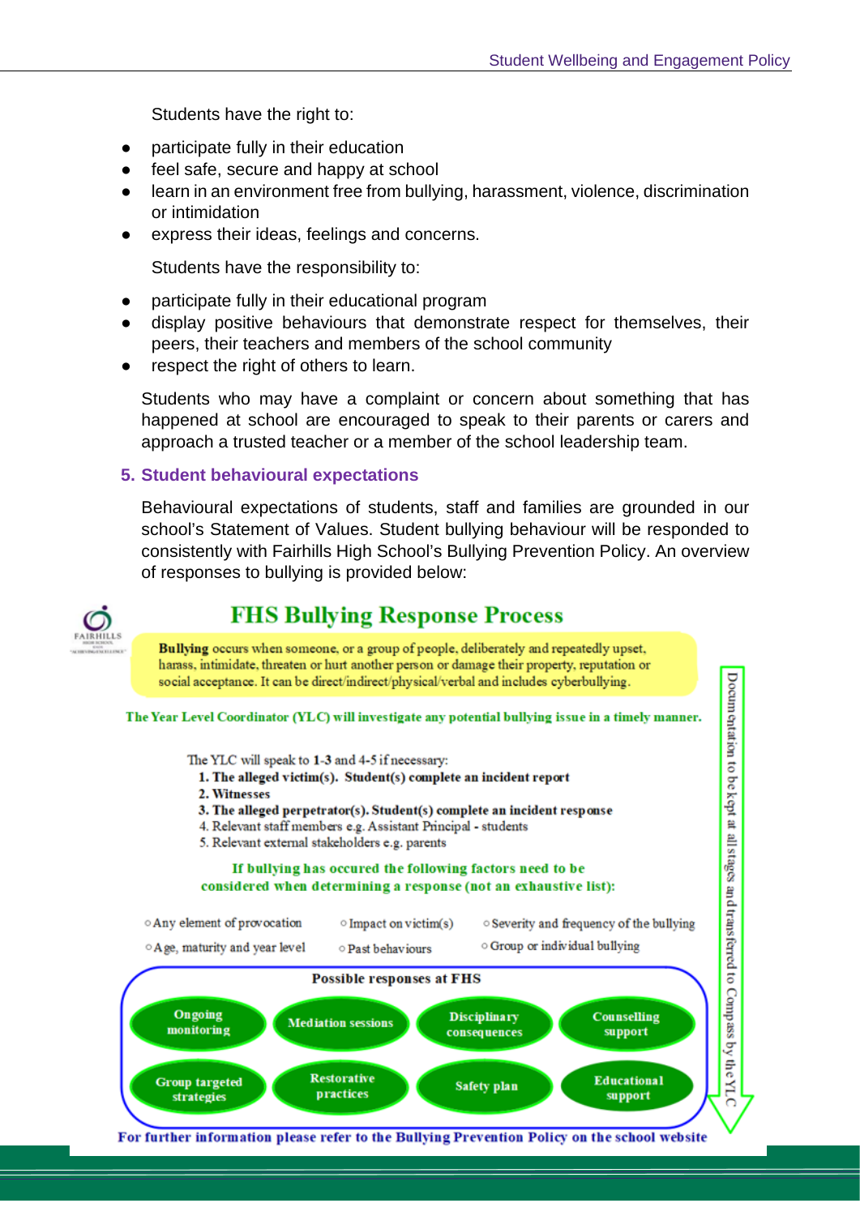Students have the right to:

- participate fully in their education
- feel safe, secure and happy at school
- learn in an environment free from bullying, harassment, violence, discrimination or intimidation
- express their ideas, feelings and concerns.

Students have the responsibility to:

- participate fully in their educational program
- display positive behaviours that demonstrate respect for themselves, their peers, their teachers and members of the school community
- respect the right of others to learn.

Students who may have a complaint or concern about something that has happened at school are encouraged to speak to their parents or carers and approach a trusted teacher or a member of the school leadership team.

## 5. Student behavioural expectations

Behavioural expectations of students, staff and families are grounded in our school's Statement of Values. Student bullying behaviour will be responded to consistently with Fairhills High School's Bullying Prevention Policy. An overview of responses to bullying is provided below:

### FHS Bullying Response Process

**Bullying** occurs when someone, or a group of people, deliberately and repeatedly upset, harass, intimidate, threaten or hurt another person or damage their property, reputation or social acceptance. It can be direct/indirect/physical/verbal and includes cyberbullying.

**The Year Level Coordinator (YLC) will investigate any potential bullying issue in a timely manner.**

The YLC will speak to **1-3** and 4-5 if necessary:

1. **The alleged victim(s). Student(s) complete an incident report**
2. **Witnesses**
3. **The alleged perpetrator(s). Student(s) complete an incident response**
4. Relevant staff members e.g. Assistant Principal - students
5. Relevant external stakeholders e.g. parents

**If bullying has occured the following factors need to be considered when determining a response (not an exhaustive list):**

- Any element of provocation
- Impact on victim(s)
- Severity and frequency of the bullying
- Age, maturity and year level
- Past behaviours
- Group or individual bullying

**Possible responses at FHS**

- Ongoing monitoring
- Mediation sessions
- Disciplinary consequences
- Counselling support
- Group targeted strategies
- Restorative practices
- Safety plan
- Educational support

Documentation to be kept at all stages and transferred to Compass by the YLC

**For further information please refer to the Bullying Prevention Policy on the school website**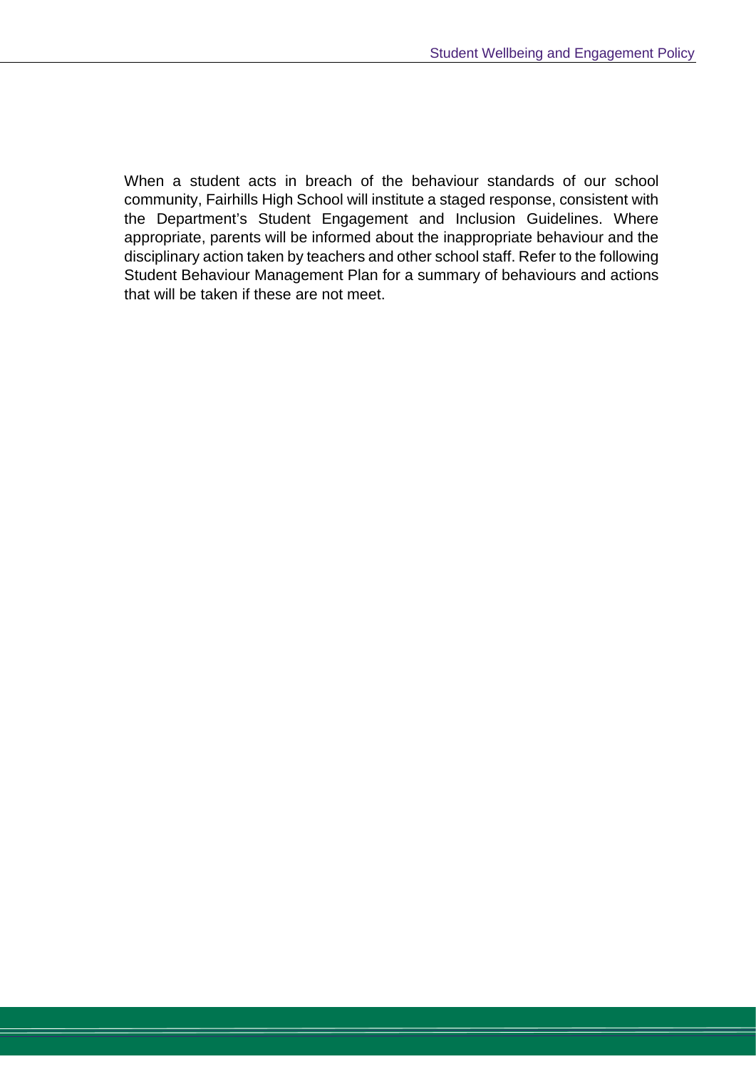When a student acts in breach of the behaviour standards of our school community, Fairhills High School will institute a staged response, consistent with the Department's Student Engagement and Inclusion Guidelines. Where appropriate, parents will be informed about the inappropriate behaviour and the disciplinary action taken by teachers and other school staff. Refer to the following Student Behaviour Management Plan for a summary of behaviours and actions that will be taken if these are not meet.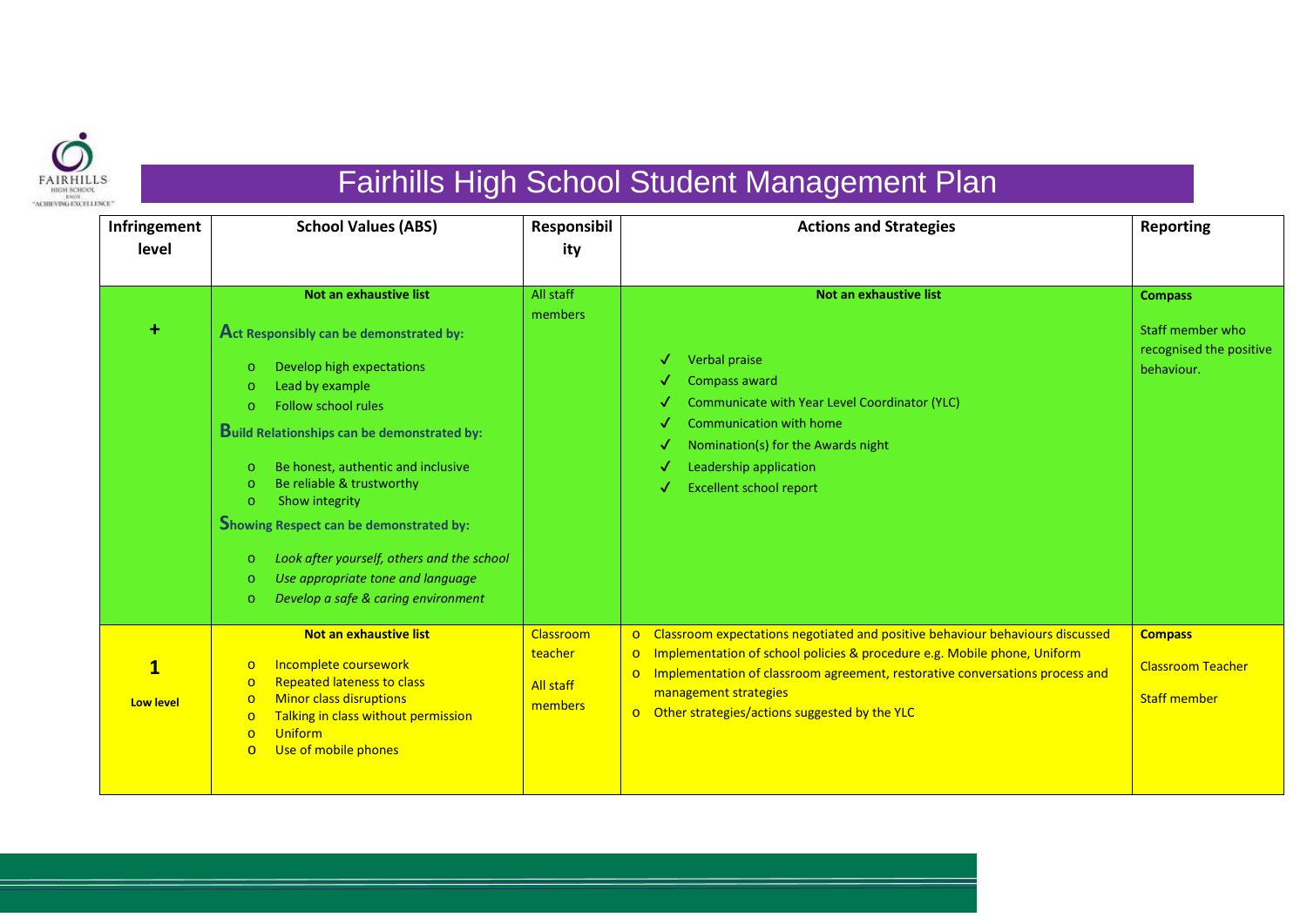# Fairhills High School Student Management Plan

| Infringement level | School Values (ABS) | Responsibility | Actions and Strategies | Reporting |
|---|---|---|---|---|
| **+** | **Not an exhaustive list**<br><br>**Act Responsibly can be demonstrated by:**<br>- Develop high expectations<br>- Lead by example<br>- Follow school rules<br><br>**Build Relationships can be demonstrated by:**<br>- Be honest, authentic and inclusive<br>- Be reliable & trustworthy<br>- Show integrity<br><br>**Showing Respect can be demonstrated by:**<br>- *Look after yourself, others and the school*<br>- *Use appropriate tone and language*<br>- *Develop a safe & caring environment* | All staff members | **Not an exhaustive list**<br><br>✓ Verbal praise<br>✓ Compass award<br>✓ Communicate with Year Level Coordinator (YLC)<br>✓ Communication with home<br>✓ Nomination(s) for the Awards night<br>✓ Leadership application<br>✓ Excellent school report | **Compass**<br><br>Staff member who recognised the positive behaviour. |
| **1**<br><br>**Low level** | **Not an exhaustive list**<br>- Incomplete coursework<br>- Repeated lateness to class<br>- Minor class disruptions<br>- Talking in class without permission<br>- Uniform<br>- Use of mobile phones | Classroom teacher<br><br>All staff members | - Classroom expectations negotiated and positive behaviour behaviours discussed<br>- Implementation of school policies & procedure e.g. Mobile phone, Uniform<br>- Implementation of classroom agreement, restorative conversations process and management strategies<br>- Other strategies/actions suggested by the YLC | **Compass**<br><br>Classroom Teacher<br><br>Staff member |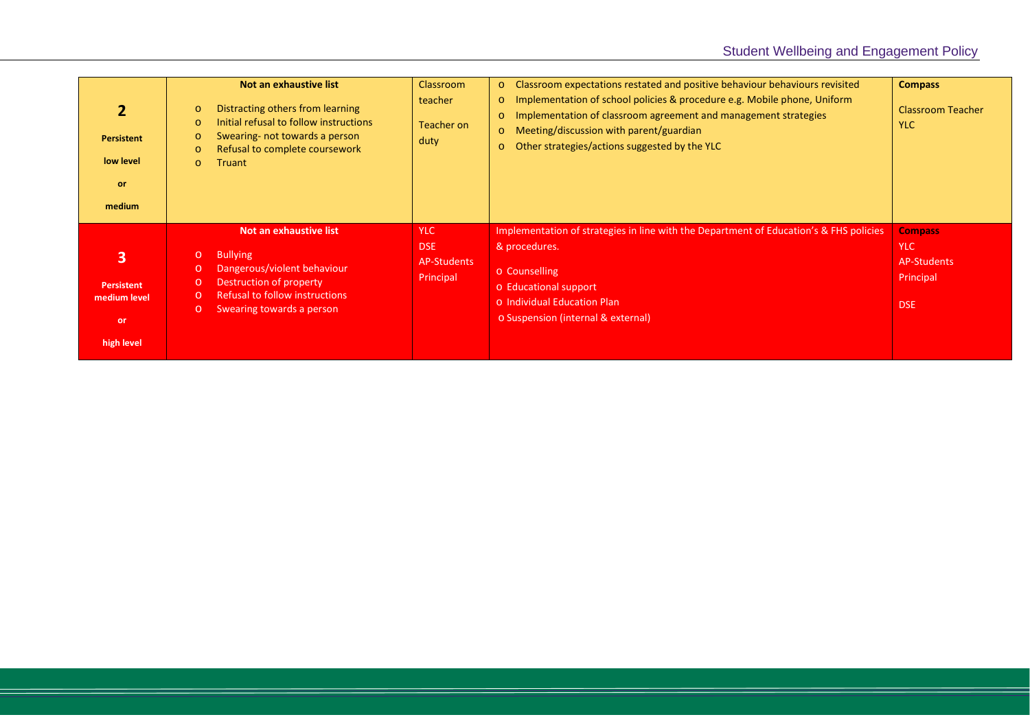| | | | | |
|---|---|---|---|---|
| **2**<br><br>**Persistent**<br><br>**low level**<br><br>**or**<br><br>**medium** | **Not an exhaustive list**<br><br>o Distracting others from learning<br>o Initial refusal to follow instructions<br>o Swearing- not towards a person<br>o Refusal to complete coursework<br>o Truant | Classroom teacher<br><br>Teacher on duty | o Classroom expectations restated and positive behaviour behaviours revisited<br>o Implementation of school policies & procedure e.g. Mobile phone, Uniform<br>o Implementation of classroom agreement and management strategies<br>o Meeting/discussion with parent/guardian<br>o Other strategies/actions suggested by the YLC | **Compass**<br><br>Classroom Teacher<br>YLC |
| **3**<br><br>**Persistent medium level**<br><br>**or**<br><br>**high level** | **Not an exhaustive list**<br><br>o Bullying<br>o Dangerous/violent behaviour<br>o Destruction of property<br>o Refusal to follow instructions<br>o Swearing towards a person | YLC<br>DSE<br>AP-Students<br>Principal | Implementation of strategies in line with the Department of Education's & FHS policies & procedures.<br><br>o Counselling<br>o Educational support<br>o Individual Education Plan<br>o Suspension (internal & external) | **Compass**<br>YLC<br>AP-Students<br>Principal<br><br>DSE |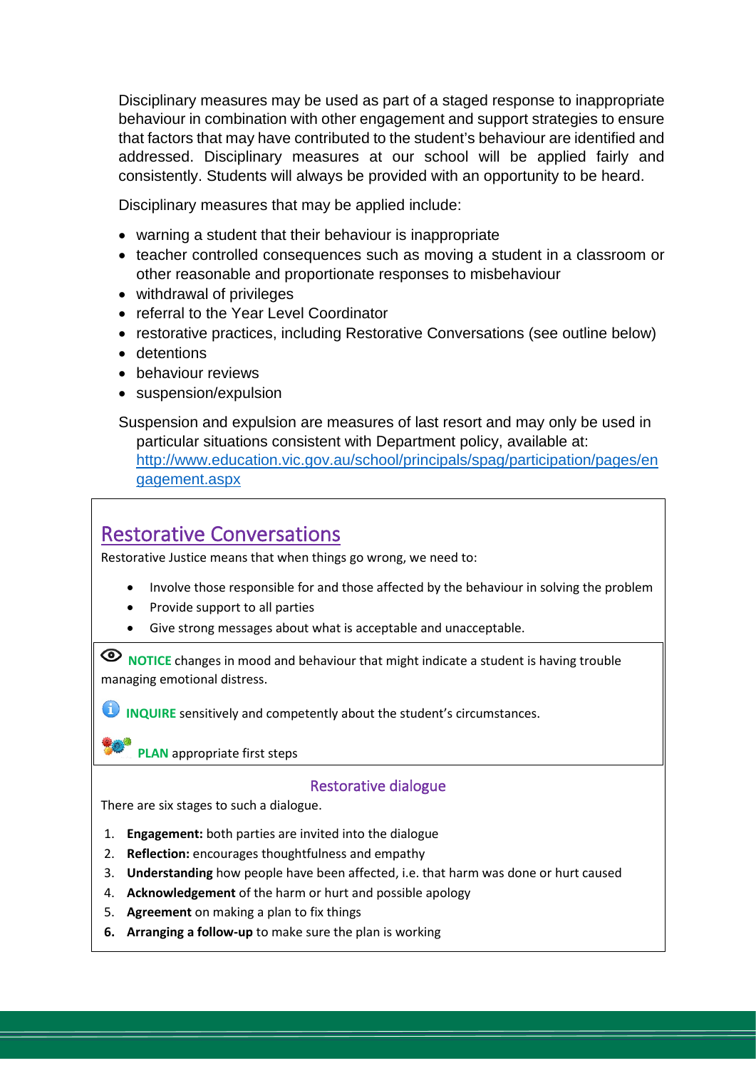Disciplinary measures may be used as part of a staged response to inappropriate behaviour in combination with other engagement and support strategies to ensure that factors that may have contributed to the student's behaviour are identified and addressed. Disciplinary measures at our school will be applied fairly and consistently. Students will always be provided with an opportunity to be heard.

Disciplinary measures that may be applied include:

- warning a student that their behaviour is inappropriate
- teacher controlled consequences such as moving a student in a classroom or other reasonable and proportionate responses to misbehaviour
- withdrawal of privileges
- referral to the Year Level Coordinator
- restorative practices, including Restorative Conversations (see outline below)
- detentions
- behaviour reviews
- suspension/expulsion

Suspension and expulsion are measures of last resort and may only be used in particular situations consistent with Department policy, available at: [http://www.education.vic.gov.au/school/principals/spag/participation/pages/engagement.aspx](http://www.education.vic.gov.au/school/principals/spag/participation/pages/engagement.aspx)

## Restorative Conversations

Restorative Justice means that when things go wrong, we need to:

- Involve those responsible for and those affected by the behaviour in solving the problem
- Provide support to all parties
- Give strong messages about what is acceptable and unacceptable.

**NOTICE** changes in mood and behaviour that might indicate a student is having trouble managing emotional distress.

**INQUIRE** sensitively and competently about the student's circumstances.

**PLAN** appropriate first steps

### Restorative dialogue

There are six stages to such a dialogue.

1. **Engagement:** both parties are invited into the dialogue
2. **Reflection:** encourages thoughtfulness and empathy
3. **Understanding** how people have been affected, i.e. that harm was done or hurt caused
4. **Acknowledgement** of the harm or hurt and possible apology
5. **Agreement** on making a plan to fix things
6. **Arranging a follow-up** to make sure the plan is working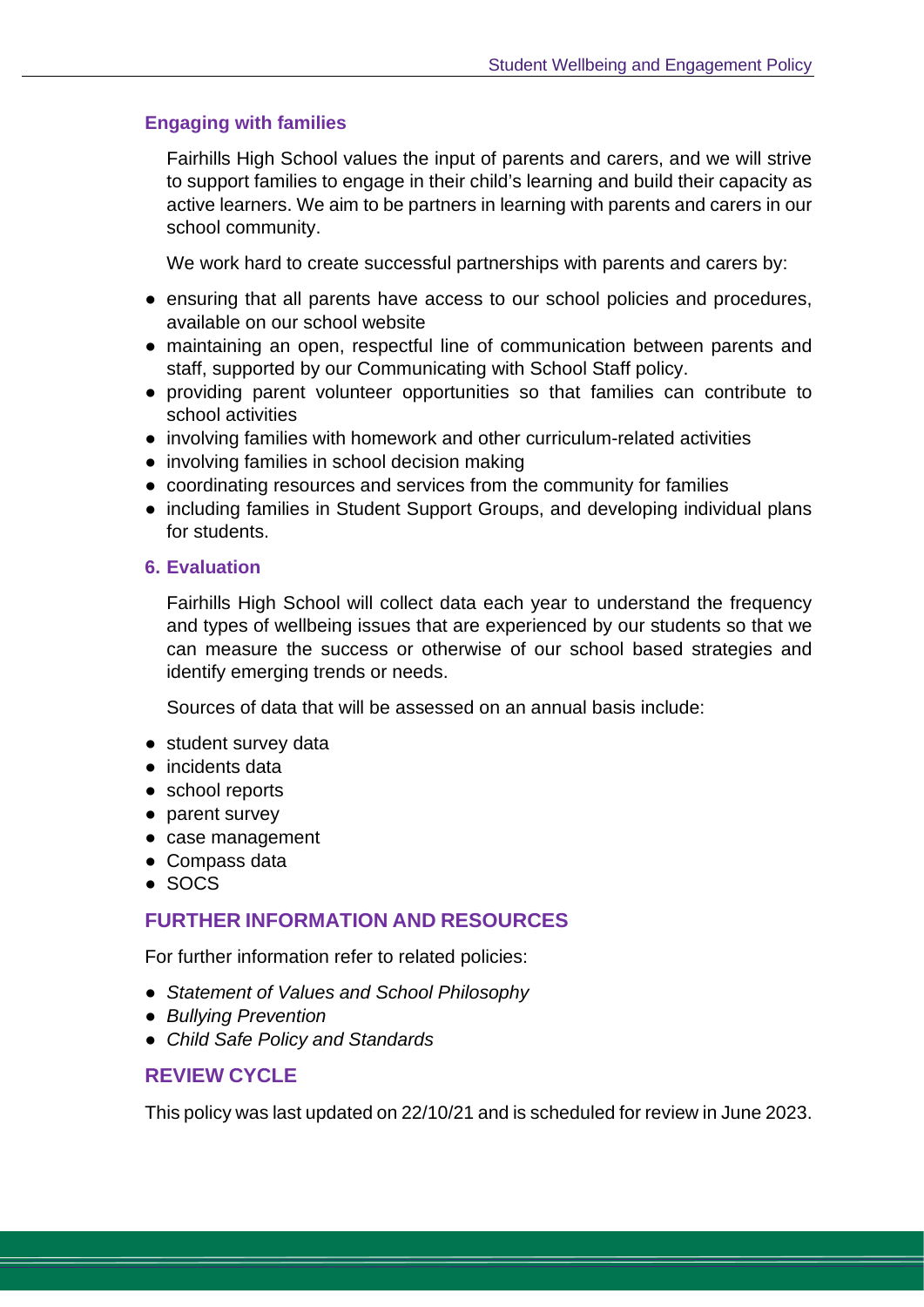### Engaging with families

Fairhills High School values the input of parents and carers, and we will strive to support families to engage in their child's learning and build their capacity as active learners. We aim to be partners in learning with parents and carers in our school community.

We work hard to create successful partnerships with parents and carers by:

- ensuring that all parents have access to our school policies and procedures, available on our school website
- maintaining an open, respectful line of communication between parents and staff, supported by our Communicating with School Staff policy.
- providing parent volunteer opportunities so that families can contribute to school activities
- involving families with homework and other curriculum-related activities
- involving families in school decision making
- coordinating resources and services from the community for families
- including families in Student Support Groups, and developing individual plans for students.

### 6. Evaluation

Fairhills High School will collect data each year to understand the frequency and types of wellbeing issues that are experienced by our students so that we can measure the success or otherwise of our school based strategies and identify emerging trends or needs.

Sources of data that will be assessed on an annual basis include:

- student survey data
- incidents data
- school reports
- parent survey
- case management
- Compass data
- SOCS

## FURTHER INFORMATION AND RESOURCES

For further information refer to related policies:

- *Statement of Values and School Philosophy*
- *Bullying Prevention*
- *Child Safe Policy and Standards*

## REVIEW CYCLE

This policy was last updated on 22/10/21 and is scheduled for review in June 2023.